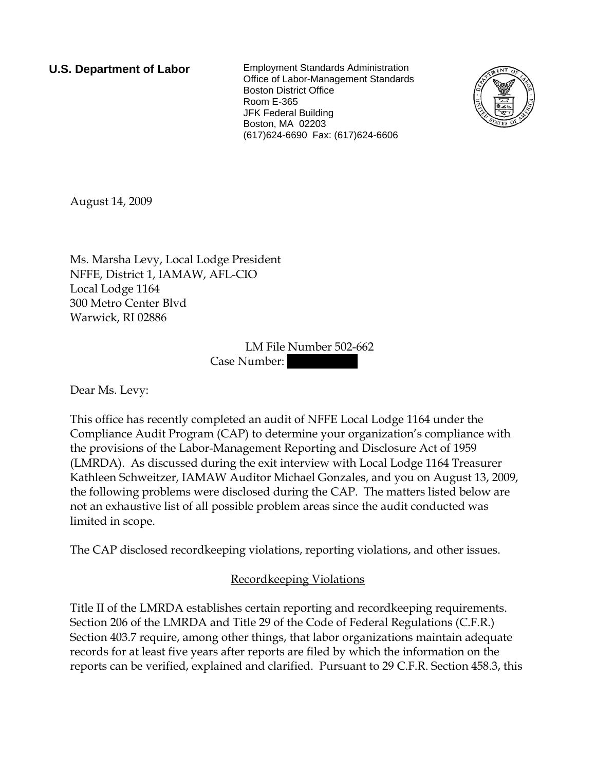**U.S. Department of Labor**

Employment Standards Administration
Office of Labor-Management Standards
Boston District Office
Room E-365
JFK Federal Building
Boston, MA 02203
(617)624-6690 Fax: (617)624-6606

August 14, 2009

Ms. Marsha Levy, Local Lodge President
NFFE, District 1, IAMAW, AFL-CIO
Local Lodge 1164
300 Metro Center Blvd
Warwick, RI 02886

LM File Number 502-662
Case Number:

Dear Ms. Levy:

This office has recently completed an audit of NFFE Local Lodge 1164 under the Compliance Audit Program (CAP) to determine your organization's compliance with the provisions of the Labor-Management Reporting and Disclosure Act of 1959 (LMRDA). As discussed during the exit interview with Local Lodge 1164 Treasurer Kathleen Schweitzer, IAMAW Auditor Michael Gonzales, and you on August 13, 2009, the following problems were disclosed during the CAP. The matters listed below are not an exhaustive list of all possible problem areas since the audit conducted was limited in scope.

The CAP disclosed recordkeeping violations, reporting violations, and other issues.

## Recordkeeping Violations

Title II of the LMRDA establishes certain reporting and recordkeeping requirements. Section 206 of the LMRDA and Title 29 of the Code of Federal Regulations (C.F.R.) Section 403.7 require, among other things, that labor organizations maintain adequate records for at least five years after reports are filed by which the information on the reports can be verified, explained and clarified. Pursuant to 29 C.F.R. Section 458.3, this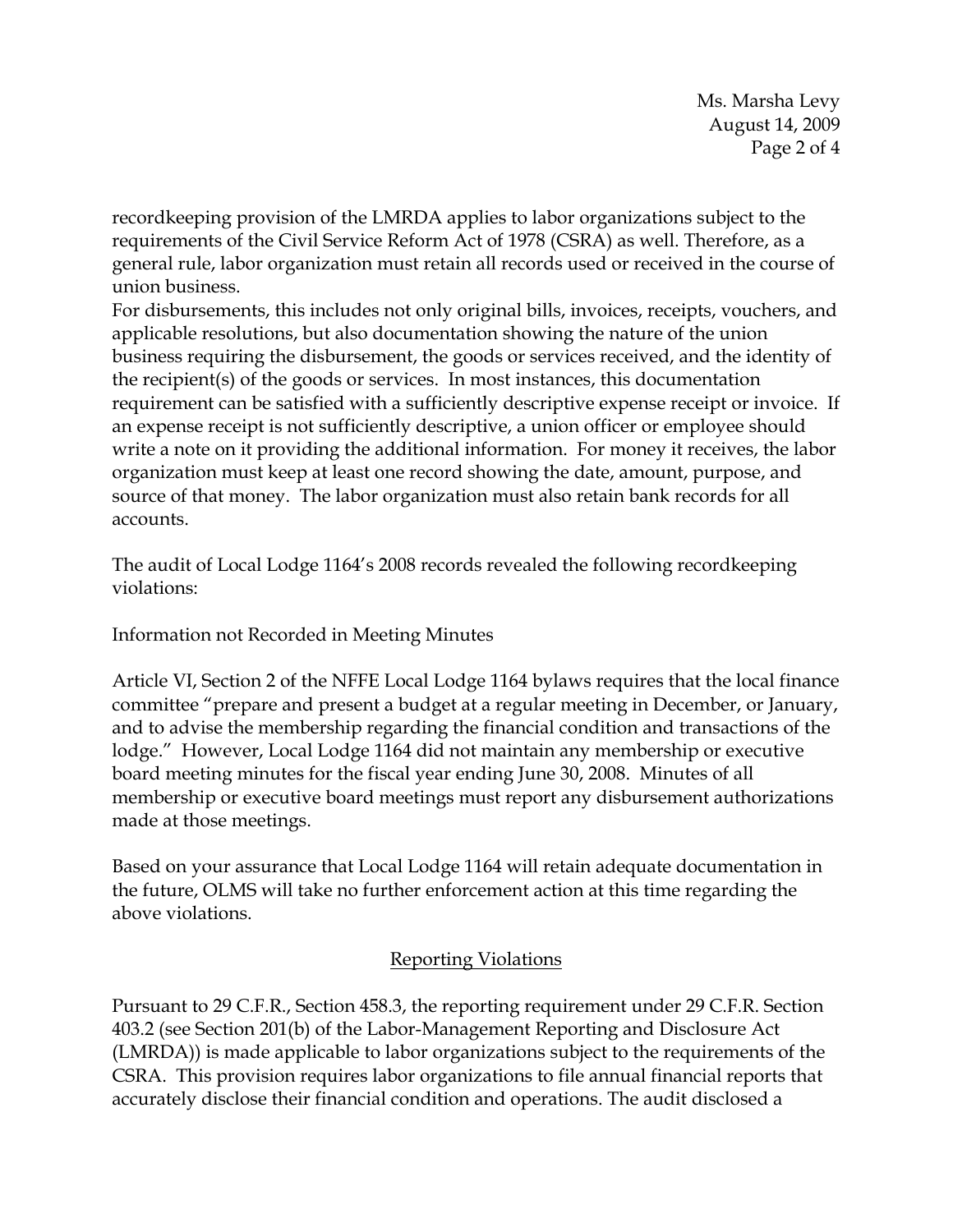recordkeeping provision of the LMRDA applies to labor organizations subject to the requirements of the Civil Service Reform Act of 1978 (CSRA) as well. Therefore, as a general rule, labor organization must retain all records used or received in the course of union business.

For disbursements, this includes not only original bills, invoices, receipts, vouchers, and applicable resolutions, but also documentation showing the nature of the union business requiring the disbursement, the goods or services received, and the identity of the recipient(s) of the goods or services. In most instances, this documentation requirement can be satisfied with a sufficiently descriptive expense receipt or invoice. If an expense receipt is not sufficiently descriptive, a union officer or employee should write a note on it providing the additional information. For money it receives, the labor organization must keep at least one record showing the date, amount, purpose, and source of that money. The labor organization must also retain bank records for all accounts.

The audit of Local Lodge 1164's 2008 records revealed the following recordkeeping violations:

Information not Recorded in Meeting Minutes

Article VI, Section 2 of the NFFE Local Lodge 1164 bylaws requires that the local finance committee "prepare and present a budget at a regular meeting in December, or January, and to advise the membership regarding the financial condition and transactions of the lodge." However, Local Lodge 1164 did not maintain any membership or executive board meeting minutes for the fiscal year ending June 30, 2008. Minutes of all membership or executive board meetings must report any disbursement authorizations made at those meetings.

Based on your assurance that Local Lodge 1164 will retain adequate documentation in the future, OLMS will take no further enforcement action at this time regarding the above violations.

## Reporting Violations

Pursuant to 29 C.F.R., Section 458.3, the reporting requirement under 29 C.F.R. Section 403.2 (see Section 201(b) of the Labor-Management Reporting and Disclosure Act (LMRDA)) is made applicable to labor organizations subject to the requirements of the CSRA. This provision requires labor organizations to file annual financial reports that accurately disclose their financial condition and operations. The audit disclosed a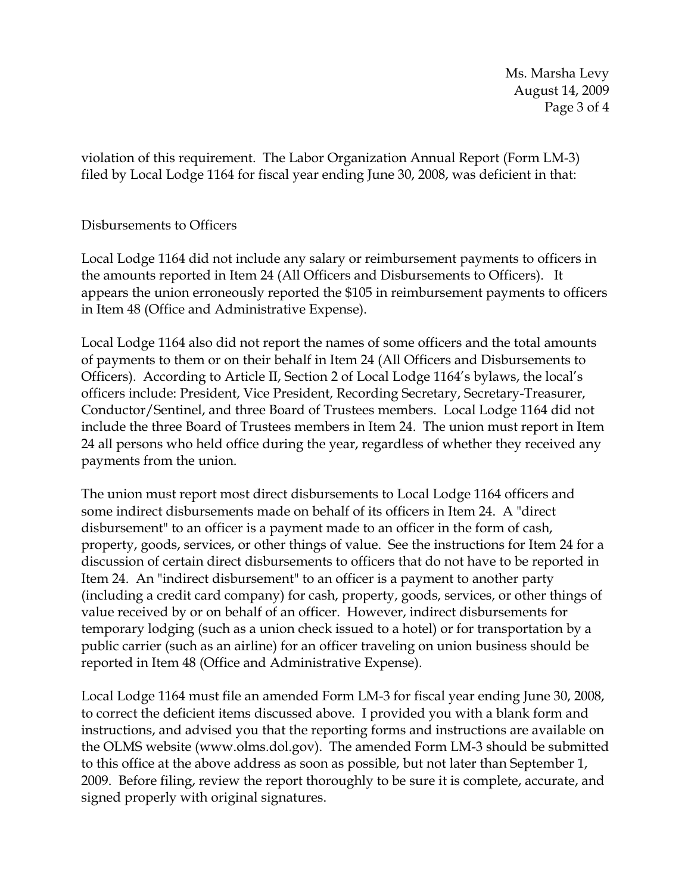violation of this requirement. The Labor Organization Annual Report (Form LM-3) filed by Local Lodge 1164 for fiscal year ending June 30, 2008, was deficient in that:

Disbursements to Officers

Local Lodge 1164 did not include any salary or reimbursement payments to officers in the amounts reported in Item 24 (All Officers and Disbursements to Officers). It appears the union erroneously reported the $105 in reimbursement payments to officers in Item 48 (Office and Administrative Expense).

Local Lodge 1164 also did not report the names of some officers and the total amounts of payments to them or on their behalf in Item 24 (All Officers and Disbursements to Officers). According to Article II, Section 2 of Local Lodge 1164's bylaws, the local's officers include: President, Vice President, Recording Secretary, Secretary-Treasurer, Conductor/Sentinel, and three Board of Trustees members. Local Lodge 1164 did not include the three Board of Trustees members in Item 24. The union must report in Item 24 all persons who held office during the year, regardless of whether they received any payments from the union.

The union must report most direct disbursements to Local Lodge 1164 officers and some indirect disbursements made on behalf of its officers in Item 24. A "direct disbursement" to an officer is a payment made to an officer in the form of cash, property, goods, services, or other things of value. See the instructions for Item 24 for a discussion of certain direct disbursements to officers that do not have to be reported in Item 24. An "indirect disbursement" to an officer is a payment to another party (including a credit card company) for cash, property, goods, services, or other things of value received by or on behalf of an officer. However, indirect disbursements for temporary lodging (such as a union check issued to a hotel) or for transportation by a public carrier (such as an airline) for an officer traveling on union business should be reported in Item 48 (Office and Administrative Expense).

Local Lodge 1164 must file an amended Form LM-3 for fiscal year ending June 30, 2008, to correct the deficient items discussed above. I provided you with a blank form and instructions, and advised you that the reporting forms and instructions are available on the OLMS website (www.olms.dol.gov). The amended Form LM-3 should be submitted to this office at the above address as soon as possible, but not later than September 1, 2009. Before filing, review the report thoroughly to be sure it is complete, accurate, and signed properly with original signatures.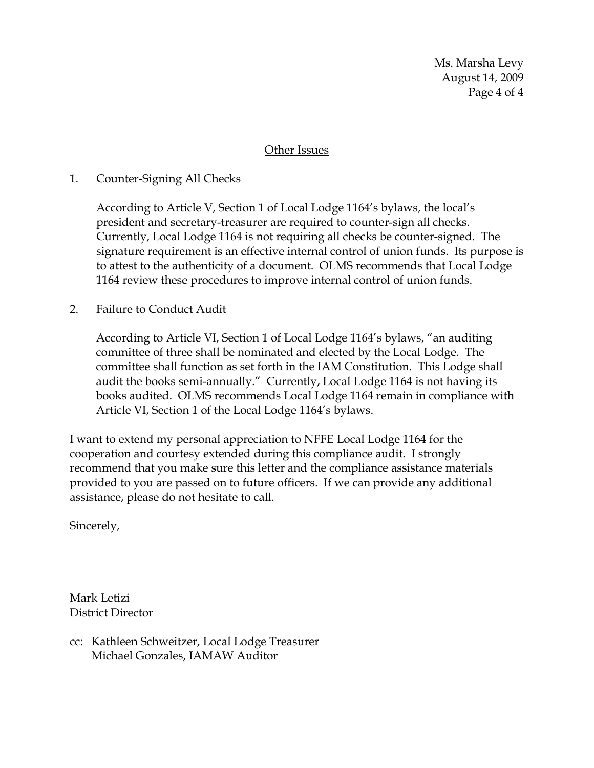## Other Issues

1. Counter-Signing All Checks

   According to Article V, Section 1 of Local Lodge 1164's bylaws, the local's president and secretary-treasurer are required to counter-sign all checks. Currently, Local Lodge 1164 is not requiring all checks be counter-signed. The signature requirement is an effective internal control of union funds. Its purpose is to attest to the authenticity of a document. OLMS recommends that Local Lodge 1164 review these procedures to improve internal control of union funds.

2. Failure to Conduct Audit

   According to Article VI, Section 1 of Local Lodge 1164's bylaws, "an auditing committee of three shall be nominated and elected by the Local Lodge. The committee shall function as set forth in the IAM Constitution. This Lodge shall audit the books semi-annually." Currently, Local Lodge 1164 is not having its books audited. OLMS recommends Local Lodge 1164 remain in compliance with Article VI, Section 1 of the Local Lodge 1164's bylaws.

I want to extend my personal appreciation to NFFE Local Lodge 1164 for the cooperation and courtesy extended during this compliance audit. I strongly recommend that you make sure this letter and the compliance assistance materials provided to you are passed on to future officers. If we can provide any additional assistance, please do not hesitate to call.

Sincerely,

Mark Letizi
District Director

cc: Kathleen Schweitzer, Local Lodge Treasurer
Michael Gonzales, IAMAW Auditor